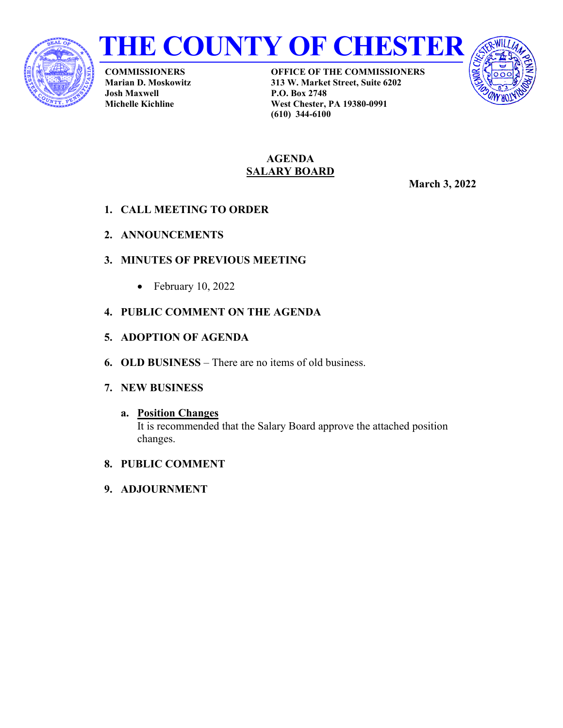# THE COUNTY OF CHESTER

**COMMISSIONERS**
**Marian D. Moskowitz**
**Josh Maxwell**
**Michelle Kichline**

**OFFICE OF THE COMMISSIONERS**
**313 W. Market Street, Suite 6202**
**P.O. Box 2748**
**West Chester, PA 19380-0991**
**(610) 344-6100**

## AGENDA
## SALARY BOARD

**March 3, 2022**

1. **CALL MEETING TO ORDER**

2. **ANNOUNCEMENTS**

3. **MINUTES OF PREVIOUS MEETING**

   - February 10, 2022

4. **PUBLIC COMMENT ON THE AGENDA**

5. **ADOPTION OF AGENDA**

6. **OLD BUSINESS** – There are no items of old business.

7. **NEW BUSINESS**

   a. **Position Changes**
   It is recommended that the Salary Board approve the attached position changes.

8. **PUBLIC COMMENT**

9. **ADJOURNMENT**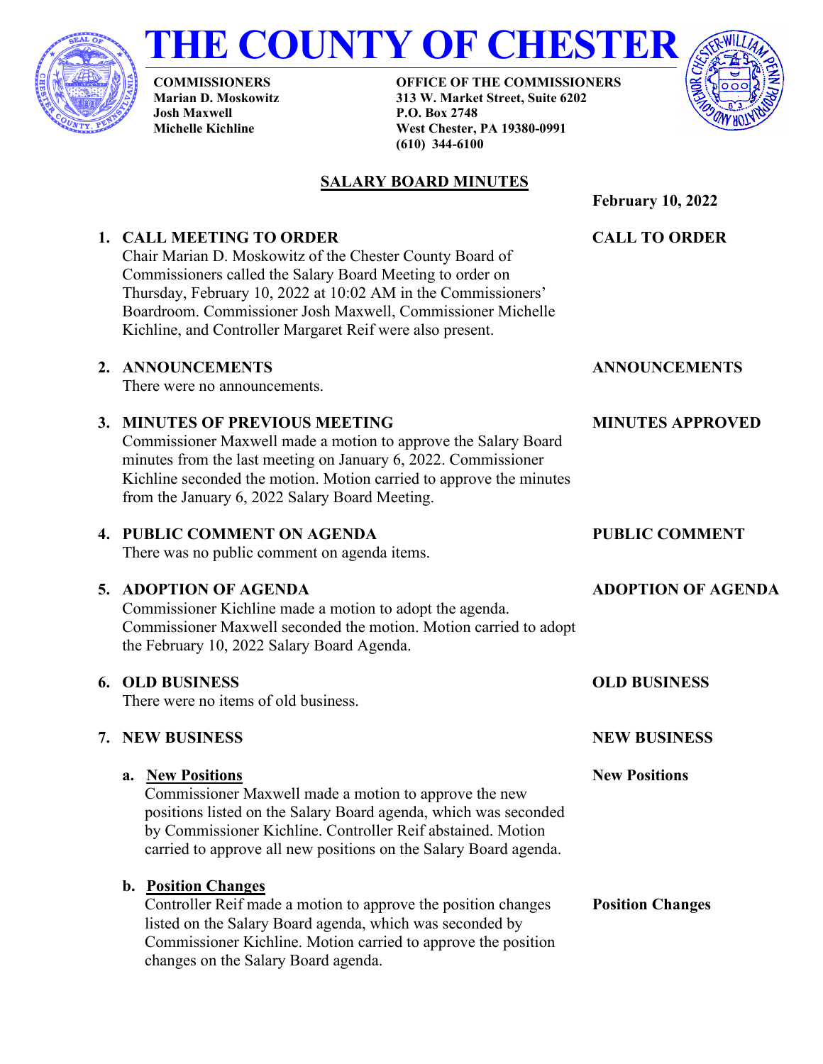# THE COUNTY OF CHESTER

**COMMISSIONERS**
**Marian D. Moskowitz**
**Josh Maxwell**
**Michelle Kichline**

**OFFICE OF THE COMMISSIONERS**
**313 W. Market Street, Suite 6202**
**P.O. Box 2748**
**West Chester, PA 19380-0991**
**(610) 344-6100**

## SALARY BOARD MINUTES

**February 10, 2022**

**1. CALL MEETING TO ORDER** — **CALL TO ORDER**

Chair Marian D. Moskowitz of the Chester County Board of Commissioners called the Salary Board Meeting to order on Thursday, February 10, 2022 at 10:02 AM in the Commissioners' Boardroom. Commissioner Josh Maxwell, Commissioner Michelle Kichline, and Controller Margaret Reif were also present.

**2. ANNOUNCEMENTS** — **ANNOUNCEMENTS**

There were no announcements.

**3. MINUTES OF PREVIOUS MEETING** — **MINUTES APPROVED**

Commissioner Maxwell made a motion to approve the Salary Board minutes from the last meeting on January 6, 2022. Commissioner Kichline seconded the motion. Motion carried to approve the minutes from the January 6, 2022 Salary Board Meeting.

**4. PUBLIC COMMENT ON AGENDA** — **PUBLIC COMMENT**

There was no public comment on agenda items.

**5. ADOPTION OF AGENDA** — **ADOPTION OF AGENDA**

Commissioner Kichline made a motion to adopt the agenda. Commissioner Maxwell seconded the motion. Motion carried to adopt the February 10, 2022 Salary Board Agenda.

**6. OLD BUSINESS** — **OLD BUSINESS**

There were no items of old business.

**7. NEW BUSINESS** — **NEW BUSINESS**

**a. New Positions** — **New Positions**

Commissioner Maxwell made a motion to approve the new positions listed on the Salary Board agenda, which was seconded by Commissioner Kichline. Controller Reif abstained. Motion carried to approve all new positions on the Salary Board agenda.

**b. Position Changes** — **Position Changes**

Controller Reif made a motion to approve the position changes listed on the Salary Board agenda, which was seconded by Commissioner Kichline. Motion carried to approve the position changes on the Salary Board agenda.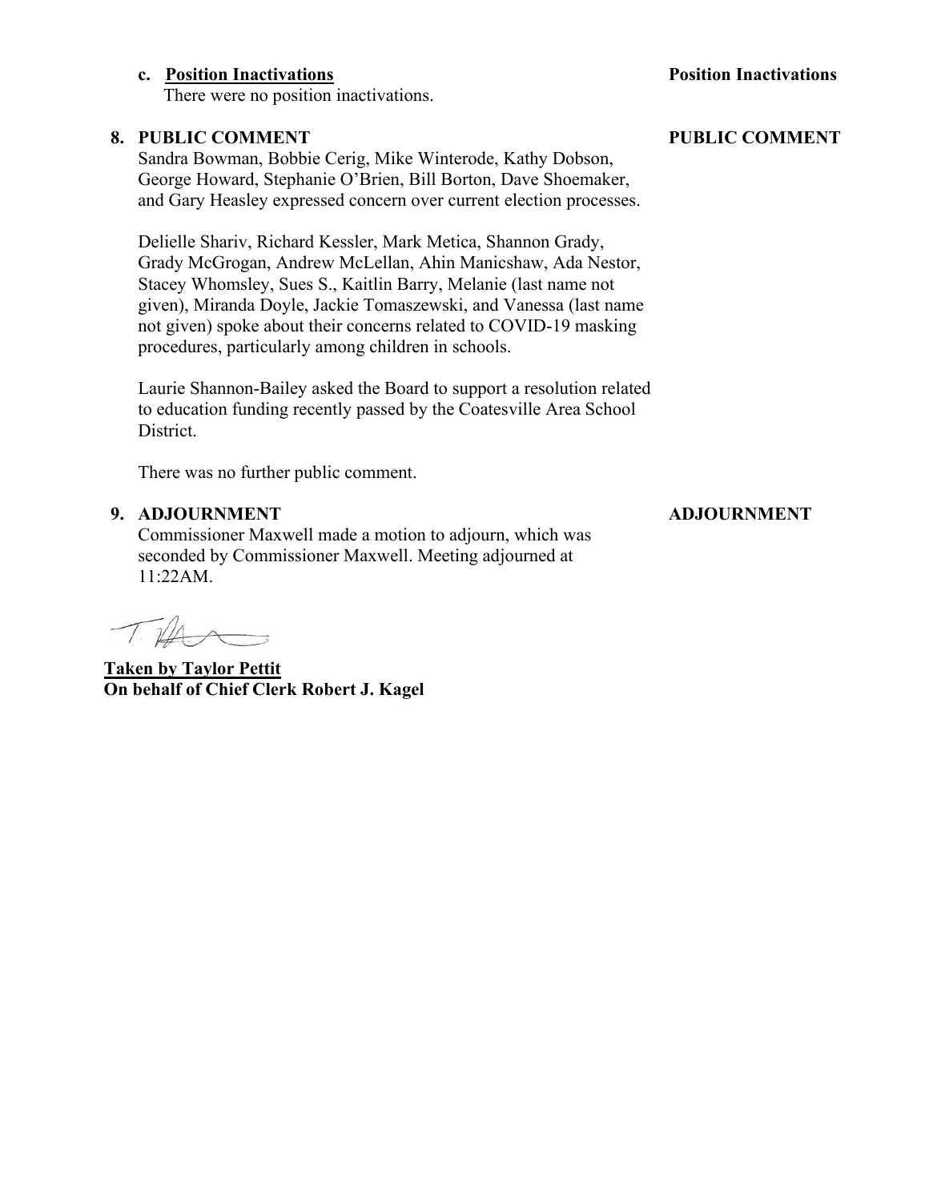**c. Position Inactivations** **Position Inactivations**

There were no position inactivations.

**8. PUBLIC COMMENT** **PUBLIC COMMENT**

Sandra Bowman, Bobbie Cerig, Mike Winterode, Kathy Dobson, George Howard, Stephanie O'Brien, Bill Borton, Dave Shoemaker, and Gary Heasley expressed concern over current election processes.

Delielle Shariv, Richard Kessler, Mark Metica, Shannon Grady, Grady McGrogan, Andrew McLellan, Ahin Manicshaw, Ada Nestor, Stacey Whomsley, Sues S., Kaitlin Barry, Melanie (last name not given), Miranda Doyle, Jackie Tomaszewski, and Vanessa (last name not given) spoke about their concerns related to COVID-19 masking procedures, particularly among children in schools.

Laurie Shannon-Bailey asked the Board to support a resolution related to education funding recently passed by the Coatesville Area School District.

There was no further public comment.

**9. ADJOURNMENT** **ADJOURNMENT**

Commissioner Maxwell made a motion to adjourn, which was seconded by Commissioner Maxwell. Meeting adjourned at 11:22AM.

**Taken by Taylor Pettit**
**On behalf of Chief Clerk Robert J. Kagel**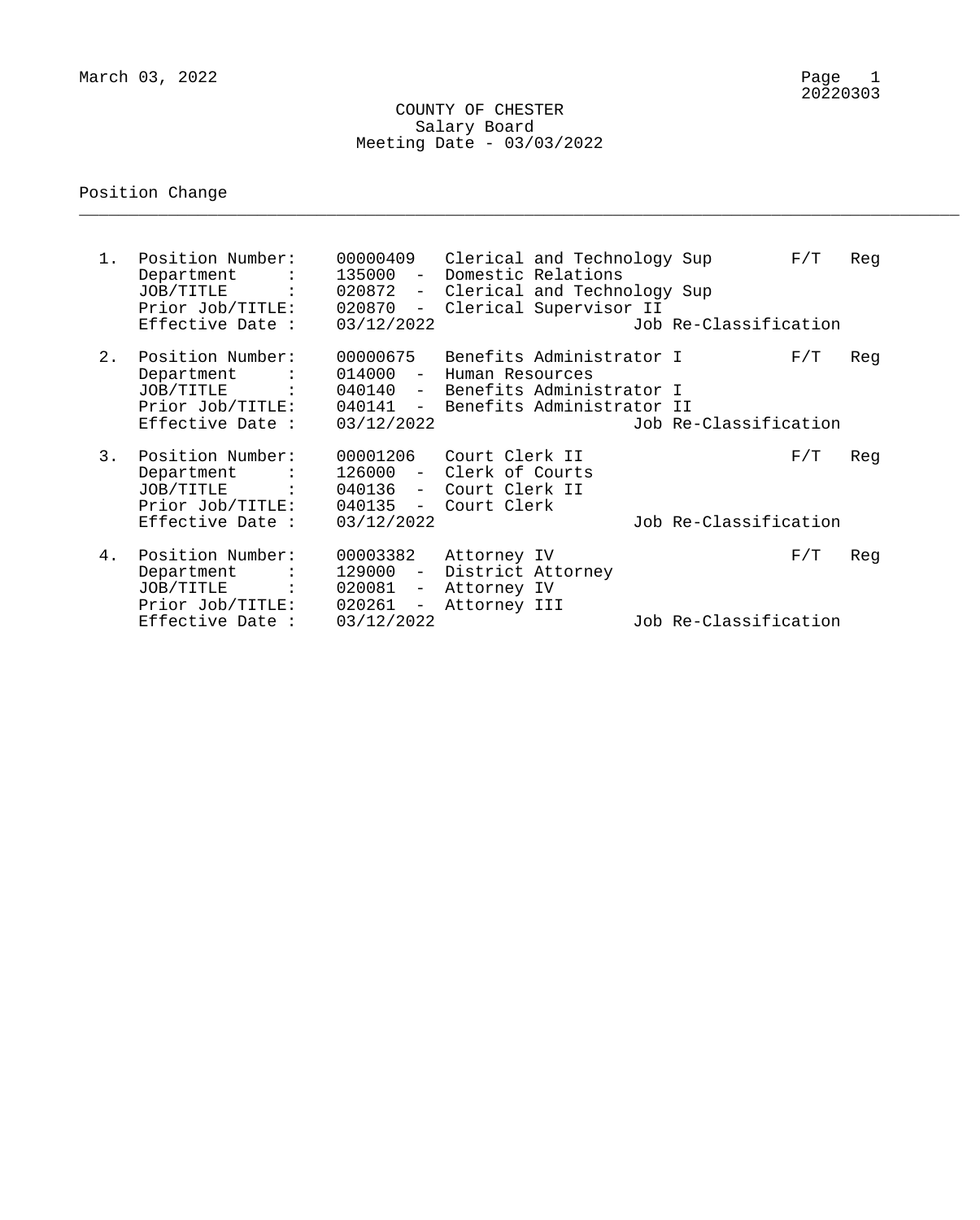March 03, 2022

20220303

# COUNTY OF CHESTER
## Salary Board
### Meeting Date - 03/03/2022

Position Change

---

1. Position Number: 00000409 Clerical and Technology Sup F/T Reg
   Department : 135000 - Domestic Relations
   JOB/TITLE : 020872 - Clerical and Technology Sup
   Prior Job/TITLE: 020870 - Clerical Supervisor II
   Effective Date : 03/12/2022 Job Re-Classification

2. Position Number: 00000675 Benefits Administrator I F/T Reg
   Department : 014000 - Human Resources
   JOB/TITLE : 040140 - Benefits Administrator I
   Prior Job/TITLE: 040141 - Benefits Administrator II
   Effective Date : 03/12/2022 Job Re-Classification

3. Position Number: 00001206 Court Clerk II F/T Reg
   Department : 126000 - Clerk of Courts
   JOB/TITLE : 040136 - Court Clerk II
   Prior Job/TITLE: 040135 - Court Clerk
   Effective Date : 03/12/2022 Job Re-Classification

4. Position Number: 00003382 Attorney IV F/T Reg
   Department : 129000 - District Attorney
   JOB/TITLE : 020081 - Attorney IV
   Prior Job/TITLE: 020261 - Attorney III
   Effective Date : 03/12/2022 Job Re-Classification